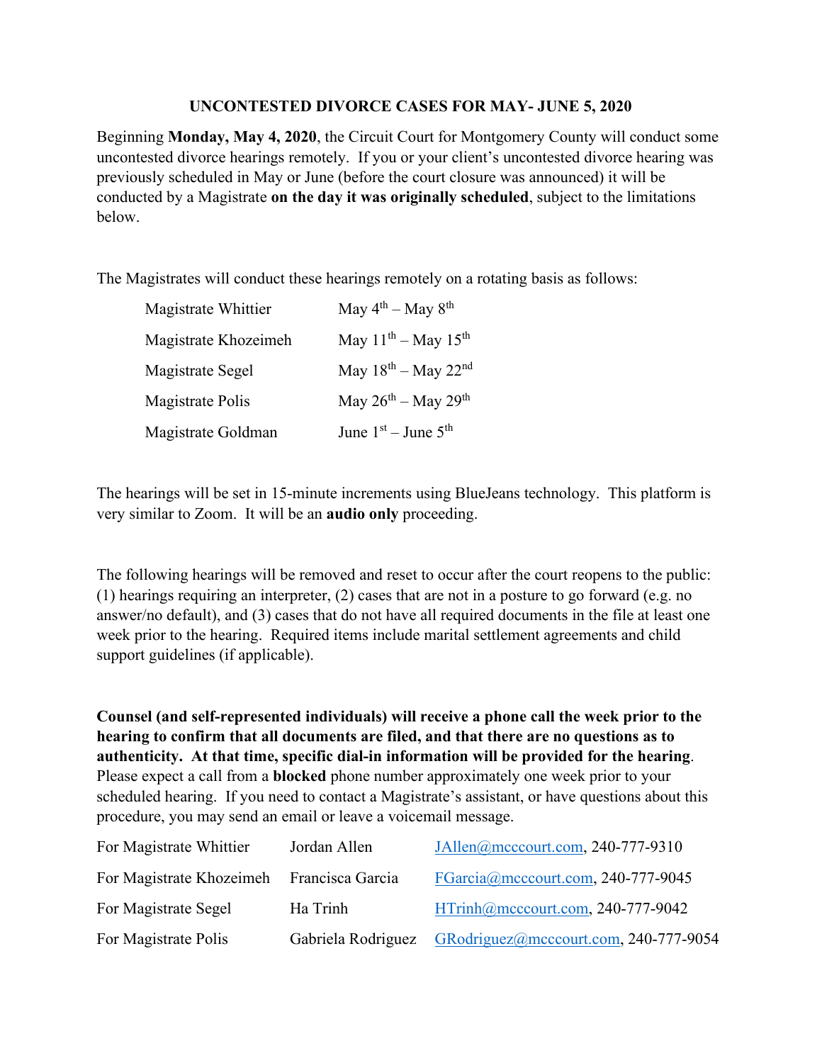# UNCONTESTED DIVORCE CASES FOR MAY- JUNE 5, 2020

Beginning **Monday, May 4, 2020**, the Circuit Court for Montgomery County will conduct some uncontested divorce hearings remotely. If you or your client's uncontested divorce hearing was previously scheduled in May or June (before the court closure was announced) it will be conducted by a Magistrate **on the day it was originally scheduled**, subject to the limitations below.

The Magistrates will conduct these hearings remotely on a rotating basis as follows:

| | |
|---|---|
| Magistrate Whittier | May 4th – May 8th |
| Magistrate Khozeimeh | May 11th – May 15th |
| Magistrate Segel | May 18th – May 22nd |
| Magistrate Polis | May 26th – May 29th |
| Magistrate Goldman | June 1st – June 5th |

The hearings will be set in 15-minute increments using BlueJeans technology. This platform is very similar to Zoom. It will be an **audio only** proceeding.

The following hearings will be removed and reset to occur after the court reopens to the public: (1) hearings requiring an interpreter, (2) cases that are not in a posture to go forward (e.g. no answer/no default), and (3) cases that do not have all required documents in the file at least one week prior to the hearing. Required items include marital settlement agreements and child support guidelines (if applicable).

**Counsel (and self-represented individuals) will receive a phone call the week prior to the hearing to confirm that all documents are filed, and that there are no questions as to authenticity. At that time, specific dial-in information will be provided for the hearing**. Please expect a call from a **blocked** phone number approximately one week prior to your scheduled hearing. If you need to contact a Magistrate's assistant, or have questions about this procedure, you may send an email or leave a voicemail message.

| | | |
|---|---|---|
| For Magistrate Whittier | Jordan Allen | JAllen@mcccourt.com, 240-777-9310 |
| For Magistrate Khozeimeh | Francisca Garcia | FGarcia@mcccourt.com, 240-777-9045 |
| For Magistrate Segel | Ha Trinh | HTrinh@mcccourt.com, 240-777-9042 |
| For Magistrate Polis | Gabriela Rodriguez | GRodriguez@mcccourt.com, 240-777-9054 |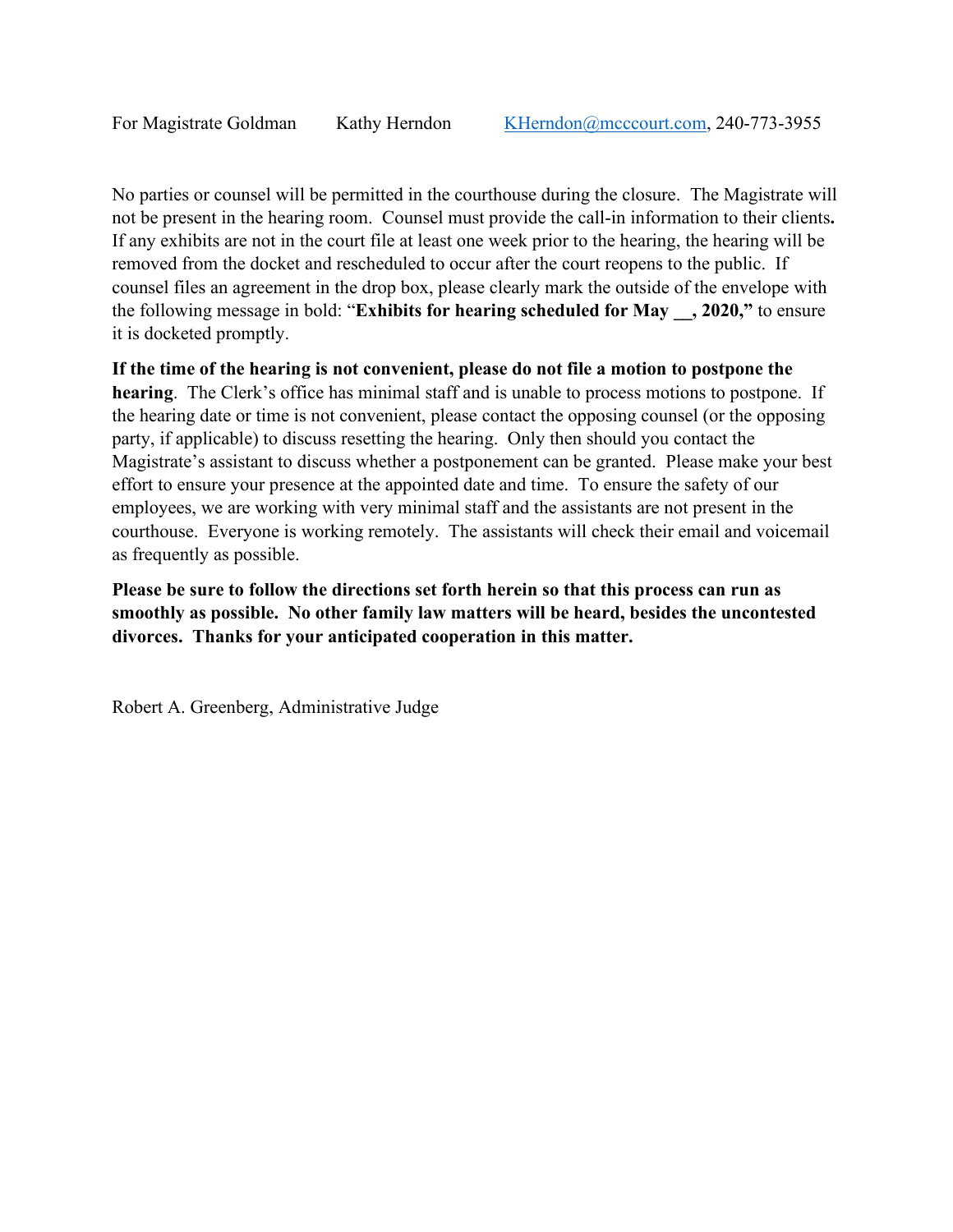For Magistrate Goldman Kathy Herndon KHerndon@mcccourt.com, 240-773-3955

No parties or counsel will be permitted in the courthouse during the closure. The Magistrate will not be present in the hearing room. Counsel must provide the call-in information to their clients**.** If any exhibits are not in the court file at least one week prior to the hearing, the hearing will be removed from the docket and rescheduled to occur after the court reopens to the public. If counsel files an agreement in the drop box, please clearly mark the outside of the envelope with the following message in bold: "**Exhibits for hearing scheduled for May __, 2020,**" to ensure it is docketed promptly.

**If the time of the hearing is not convenient, please do not file a motion to postpone the hearing**. The Clerk's office has minimal staff and is unable to process motions to postpone. If the hearing date or time is not convenient, please contact the opposing counsel (or the opposing party, if applicable) to discuss resetting the hearing. Only then should you contact the Magistrate's assistant to discuss whether a postponement can be granted. Please make your best effort to ensure your presence at the appointed date and time. To ensure the safety of our employees, we are working with very minimal staff and the assistants are not present in the courthouse. Everyone is working remotely. The assistants will check their email and voicemail as frequently as possible.

**Please be sure to follow the directions set forth herein so that this process can run as smoothly as possible. No other family law matters will be heard, besides the uncontested divorces. Thanks for your anticipated cooperation in this matter.**

Robert A. Greenberg, Administrative Judge